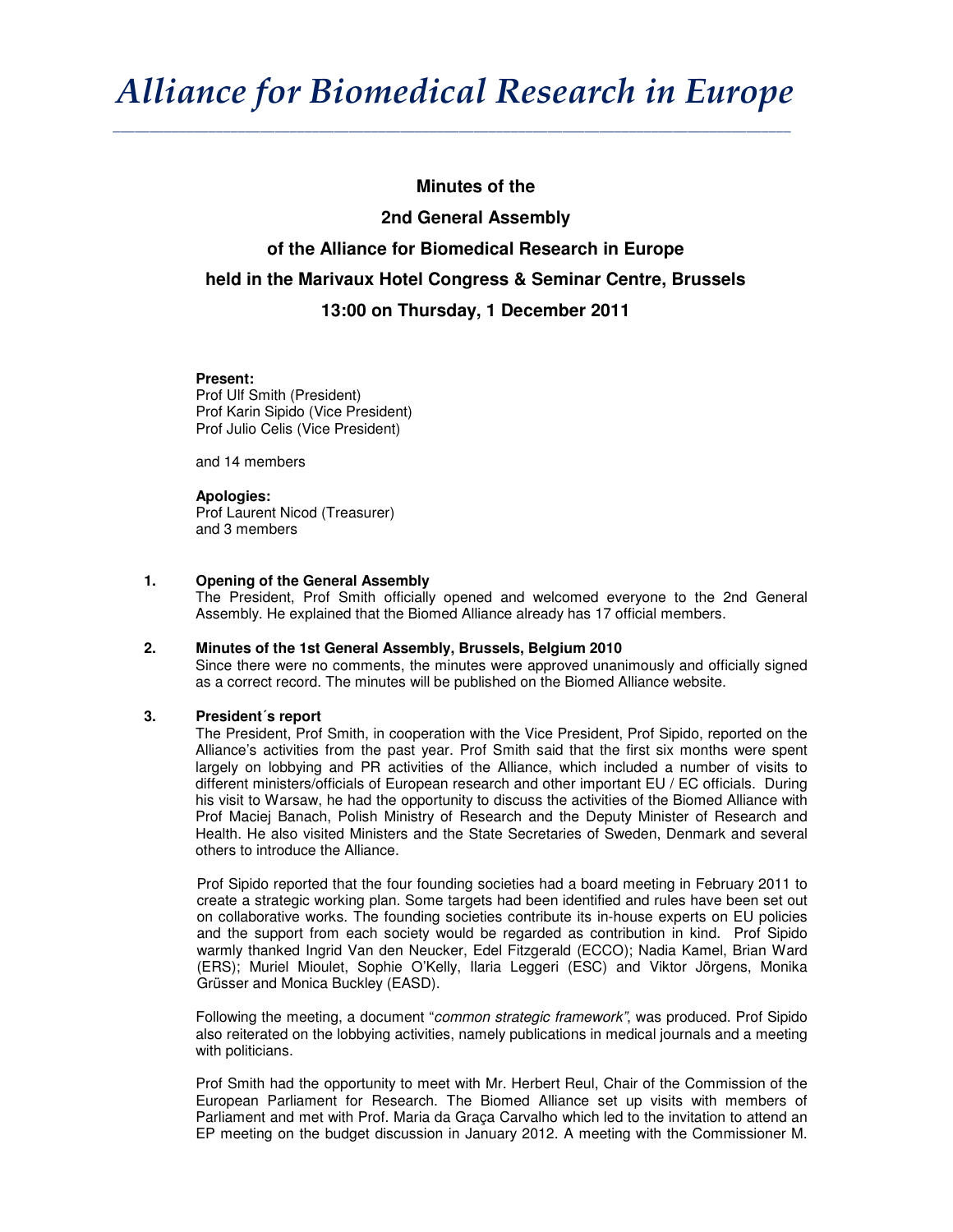// Alliance for Biomedical Research in Europe

# Alliance for Biomedical Research in Europe

**Minutes of the**

**2nd General Assembly**

**of the Alliance for Biomedical Research in Europe**

**held in the Marivaux Hotel Congress & Seminar Centre, Brussels**

**13:00 on Thursday, 1 December 2011**

**Present:**
Prof Ulf Smith (President)
Prof Karin Sipido (Vice President)
Prof Julio Celis (Vice President)

and 14 members

**Apologies:**
Prof Laurent Nicod (Treasurer)
and 3 members

**1. Opening of the General Assembly**

The President, Prof Smith officially opened and welcomed everyone to the 2nd General Assembly. He explained that the Biomed Alliance already has 17 official members.

**2. Minutes of the 1st General Assembly, Brussels, Belgium 2010**

Since there were no comments, the minutes were approved unanimously and officially signed as a correct record. The minutes will be published on the Biomed Alliance website.

**3. President´s report**

The President, Prof Smith, in cooperation with the Vice President, Prof Sipido, reported on the Alliance's activities from the past year. Prof Smith said that the first six months were spent largely on lobbying and PR activities of the Alliance, which included a number of visits to different ministers/officials of European research and other important EU / EC officials. During his visit to Warsaw, he had the opportunity to discuss the activities of the Biomed Alliance with Prof Maciej Banach, Polish Ministry of Research and the Deputy Minister of Research and Health. He also visited Ministers and the State Secretaries of Sweden, Denmark and several others to introduce the Alliance.

Prof Sipido reported that the four founding societies had a board meeting in February 2011 to create a strategic working plan. Some targets had been identified and rules have been set out on collaborative works. The founding societies contribute its in-house experts on EU policies and the support from each society would be regarded as contribution in kind. Prof Sipido warmly thanked Ingrid Van den Neucker, Edel Fitzgerald (ECCO); Nadia Kamel, Brian Ward (ERS); Muriel Mioulet, Sophie O'Kelly, Ilaria Leggeri (ESC) and Viktor Jörgens, Monika Grüsser and Monica Buckley (EASD).

Following the meeting, a document "*common strategic framework"*, was produced. Prof Sipido also reiterated on the lobbying activities, namely publications in medical journals and a meeting with politicians.

Prof Smith had the opportunity to meet with Mr. Herbert Reul, Chair of the Commission of the European Parliament for Research. The Biomed Alliance set up visits with members of Parliament and met with Prof. Maria da Graça Carvalho which led to the invitation to attend an EP meeting on the budget discussion in January 2012. A meeting with the Commissioner M.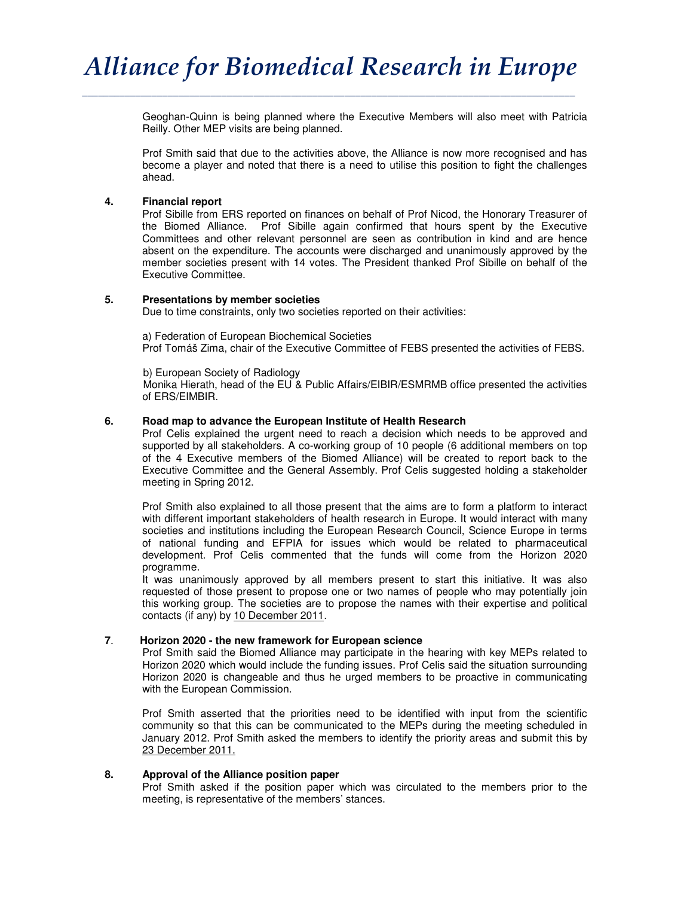Geoghan-Quinn is being planned where the Executive Members will also meet with Patricia Reilly. Other MEP visits are being planned.

Prof Smith said that due to the activities above, the Alliance is now more recognised and has become a player and noted that there is a need to utilise this position to fight the challenges ahead.

**4. Financial report**

Prof Sibille from ERS reported on finances on behalf of Prof Nicod, the Honorary Treasurer of the Biomed Alliance. Prof Sibille again confirmed that hours spent by the Executive Committees and other relevant personnel are seen as contribution in kind and are hence absent on the expenditure. The accounts were discharged and unanimously approved by the member societies present with 14 votes. The President thanked Prof Sibille on behalf of the Executive Committee.

**5. Presentations by member societies**

Due to time constraints, only two societies reported on their activities:

a) Federation of European Biochemical Societies
Prof Tomáš Zima, chair of the Executive Committee of FEBS presented the activities of FEBS.

b) European Society of Radiology
Monika Hierath, head of the EU & Public Affairs/EIBIR/ESMRMB office presented the activities of ERS/EIMBIR.

**6. Road map to advance the European Institute of Health Research**

Prof Celis explained the urgent need to reach a decision which needs to be approved and supported by all stakeholders. A co-working group of 10 people (6 additional members on top of the 4 Executive members of the Biomed Alliance) will be created to report back to the Executive Committee and the General Assembly. Prof Celis suggested holding a stakeholder meeting in Spring 2012.

Prof Smith also explained to all those present that the aims are to form a platform to interact with different important stakeholders of health research in Europe. It would interact with many societies and institutions including the European Research Council, Science Europe in terms of national funding and EFPIA for issues which would be related to pharmaceutical development. Prof Celis commented that the funds will come from the Horizon 2020 programme.

It was unanimously approved by all members present to start this initiative. It was also requested of those present to propose one or two names of people who may potentially join this working group. The societies are to propose the names with their expertise and political contacts (if any) by 10 December 2011.

**7. Horizon 2020 - the new framework for European science**

Prof Smith said the Biomed Alliance may participate in the hearing with key MEPs related to Horizon 2020 which would include the funding issues. Prof Celis said the situation surrounding Horizon 2020 is changeable and thus he urged members to be proactive in communicating with the European Commission.

Prof Smith asserted that the priorities need to be identified with input from the scientific community so that this can be communicated to the MEPs during the meeting scheduled in January 2012. Prof Smith asked the members to identify the priority areas and submit this by 23 December 2011.

**8. Approval of the Alliance position paper**

Prof Smith asked if the position paper which was circulated to the members prior to the meeting, is representative of the members' stances.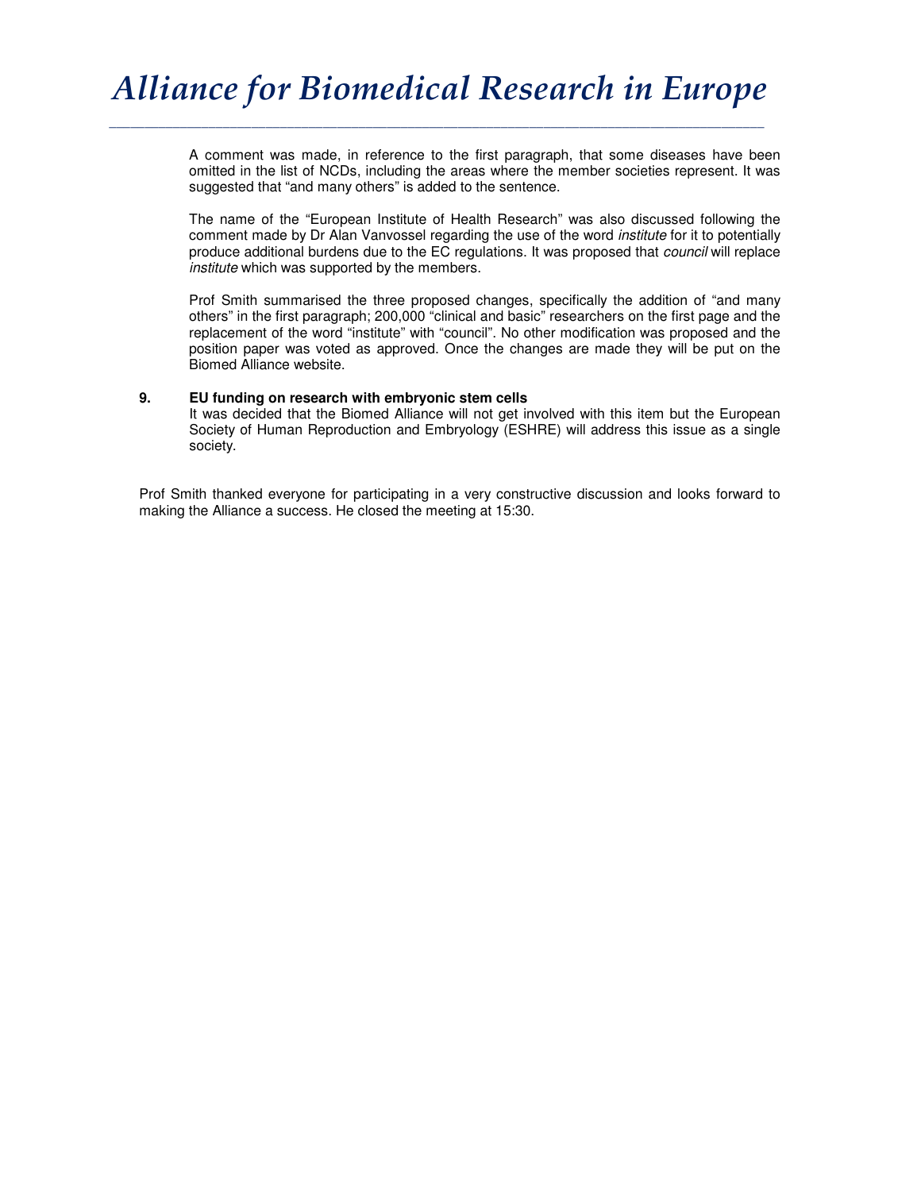A comment was made, in reference to the first paragraph, that some diseases have been omitted in the list of NCDs, including the areas where the member societies represent. It was suggested that "and many others" is added to the sentence.

The name of the "European Institute of Health Research" was also discussed following the comment made by Dr Alan Vanvossel regarding the use of the word *institute* for it to potentially produce additional burdens due to the EC regulations. It was proposed that *council* will replace *institute* which was supported by the members.

Prof Smith summarised the three proposed changes, specifically the addition of "and many others" in the first paragraph; 200,000 "clinical and basic" researchers on the first page and the replacement of the word "institute" with "council". No other modification was proposed and the position paper was voted as approved. Once the changes are made they will be put on the Biomed Alliance website.

**9. EU funding on research with embryonic stem cells**

It was decided that the Biomed Alliance will not get involved with this item but the European Society of Human Reproduction and Embryology (ESHRE) will address this issue as a single society.

Prof Smith thanked everyone for participating in a very constructive discussion and looks forward to making the Alliance a success. He closed the meeting at 15:30.